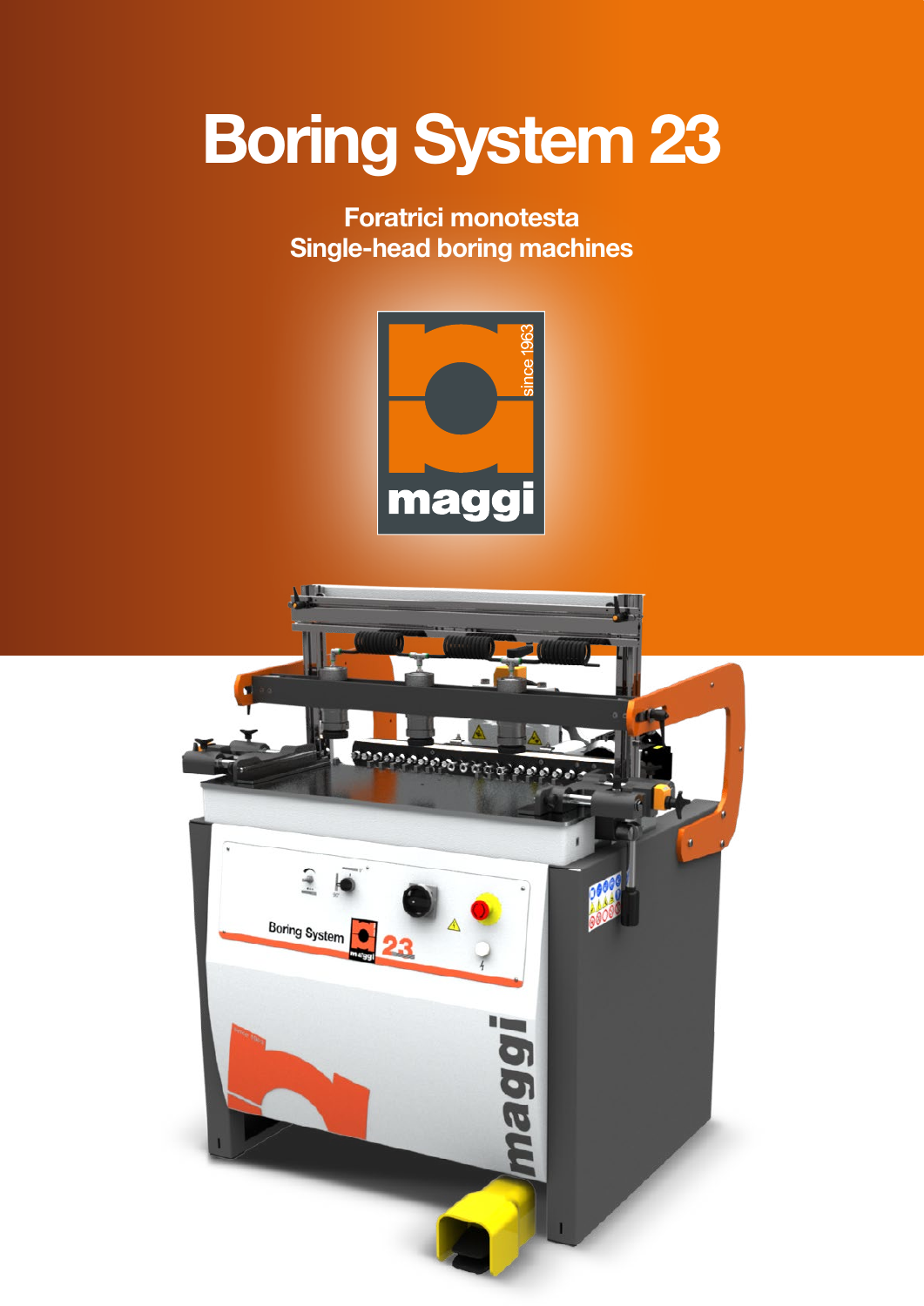# Boring System 23

**Foratrici monotesta**
**Single-head boring machines**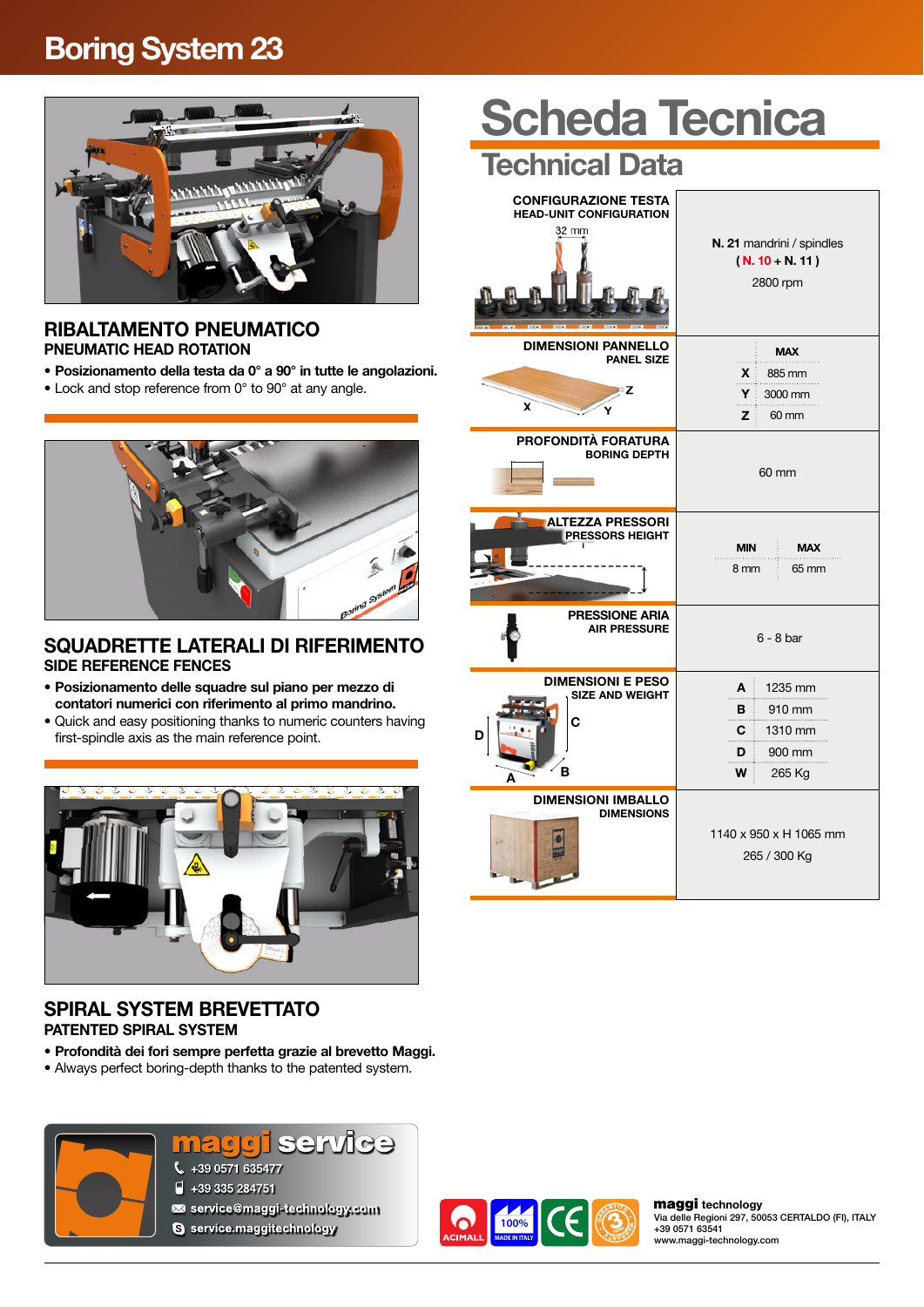# Boring System 23

## RIBALTAMENTO PNEUMATICO
### PNEUMATIC HEAD ROTATION

- **Posizionamento della testa da 0° a 90° in tutte le angolazioni.**
- Lock and stop reference from 0° to 90° at any angle.

## SQUADRETTE LATERALI DI RIFERIMENTO
### SIDE REFERENCE FENCES

- **Posizionamento delle squadre sul piano per mezzo di contatori numerici con riferimento al primo mandrino.**
- Quick and easy positioning thanks to numeric counters having first-spindle axis as the main reference point.

## SPIRAL SYSTEM BREVETTATO
### PATENTED SPIRAL SYSTEM

- **Profondità dei fori sempre perfetta grazie al brevetto Maggi.**
- Always perfect boring-depth thanks to the patented system.

# Scheda Tecnica
## Technical Data

| | |
|---|---|
| **CONFIGURAZIONE TESTA** / **HEAD-UNIT CONFIGURATION** (32 mm) | **N. 21** mandrini / spindles<br>**( N. 10 + N. 11 )**<br>2800 rpm |
| **DIMENSIONI PANNELLO** / **PANEL SIZE** | MAX<br>X: 885 mm<br>Y: 3000 mm<br>Z: 60 mm |
| **PROFONDITÀ FORATURA** / **BORING DEPTH** | 60 mm |
| **ALTEZZA PRESSORI** / **PRESSORS HEIGHT** | MIN: 8 mm<br>MAX: 65 mm |
| **PRESSIONE ARIA** / **AIR PRESSURE** | 6 - 8 bar |
| **DIMENSIONI E PESO** / **SIZE AND WEIGHT** | A: 1235 mm<br>B: 910 mm<br>C: 1310 mm<br>D: 900 mm<br>W: 265 Kg |
| **DIMENSIONI IMBALLO** / **DIMENSIONS** | 1140 x 950 x H 1065 mm<br>265 / 300 Kg |

**maggi service**
- +39 0571 635477
- +39 335 284751
- service@maggi-technology.com
- service.maggitechnology

ACIMALL · 100% MADE IN ITALY · CE

**maggi** technology
Via delle Regioni 297, 50053 CERTALDO (FI), ITALY
+39 0571 63541
www.maggi-technology.com